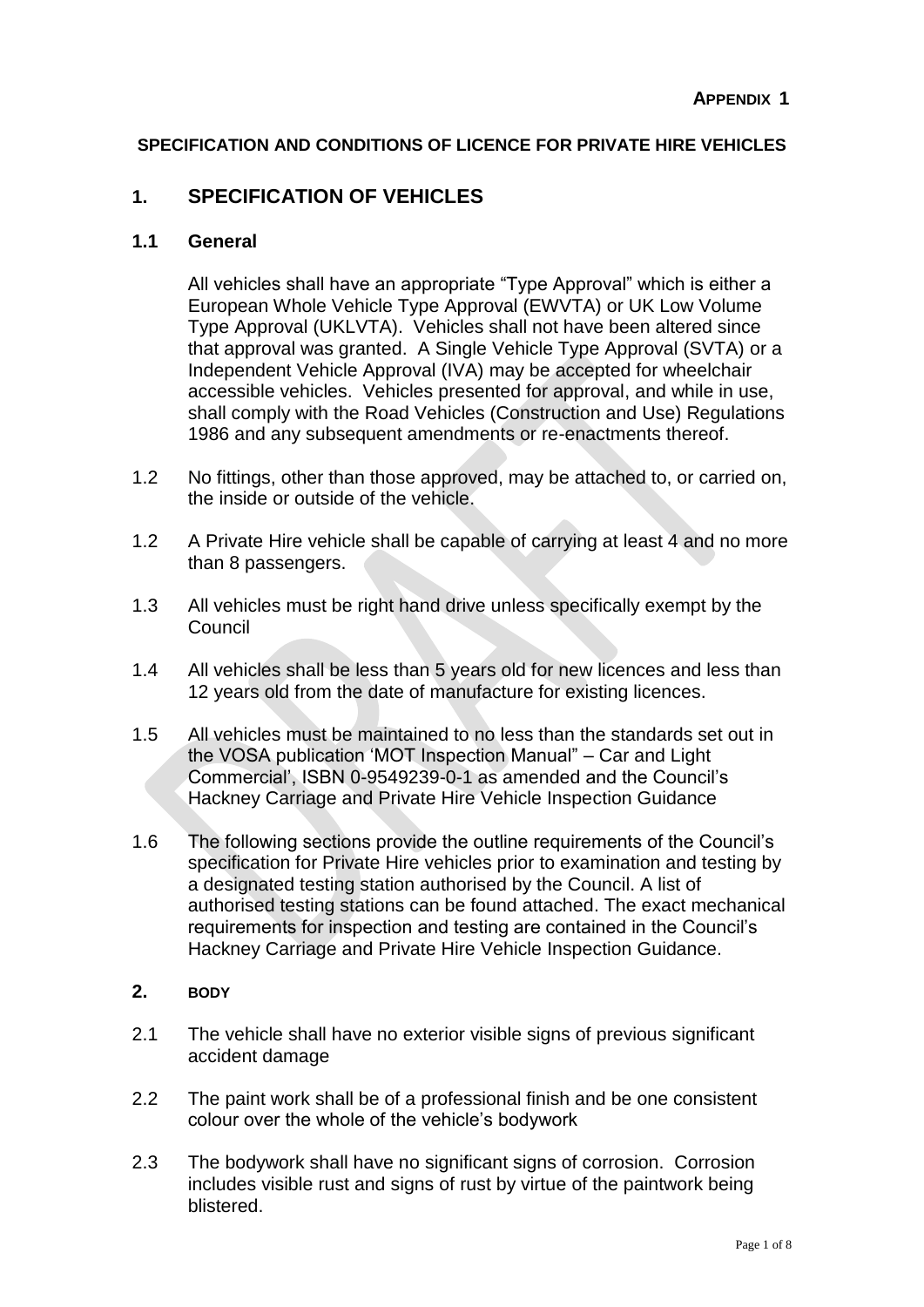**APPENDIX 1**

**SPECIFICATION AND CONDITIONS OF LICENCE FOR PRIVATE HIRE VEHICLES**

## 1. SPECIFICATION OF VEHICLES

### 1.1 General

All vehicles shall have an appropriate "Type Approval" which is either a European Whole Vehicle Type Approval (EWVTA) or UK Low Volume Type Approval (UKLVTA). Vehicles shall not have been altered since that approval was granted. A Single Vehicle Type Approval (SVTA) or a Independent Vehicle Approval (IVA) may be accepted for wheelchair accessible vehicles. Vehicles presented for approval, and while in use, shall comply with the Road Vehicles (Construction and Use) Regulations 1986 and any subsequent amendments or re-enactments thereof.

1.2 No fittings, other than those approved, may be attached to, or carried on, the inside or outside of the vehicle.

1.2 A Private Hire vehicle shall be capable of carrying at least 4 and no more than 8 passengers.

1.3 All vehicles must be right hand drive unless specifically exempt by the Council

1.4 All vehicles shall be less than 5 years old for new licences and less than 12 years old from the date of manufacture for existing licences.

1.5 All vehicles must be maintained to no less than the standards set out in the VOSA publication 'MOT Inspection Manual" – Car and Light Commercial', ISBN 0-9549239-0-1 as amended and the Council's Hackney Carriage and Private Hire Vehicle Inspection Guidance

1.6 The following sections provide the outline requirements of the Council's specification for Private Hire vehicles prior to examination and testing by a designated testing station authorised by the Council. A list of authorised testing stations can be found attached. The exact mechanical requirements for inspection and testing are contained in the Council's Hackney Carriage and Private Hire Vehicle Inspection Guidance.

## 2. BODY

2.1 The vehicle shall have no exterior visible signs of previous significant accident damage

2.2 The paint work shall be of a professional finish and be one consistent colour over the whole of the vehicle's bodywork

2.3 The bodywork shall have no significant signs of corrosion. Corrosion includes visible rust and signs of rust by virtue of the paintwork being blistered.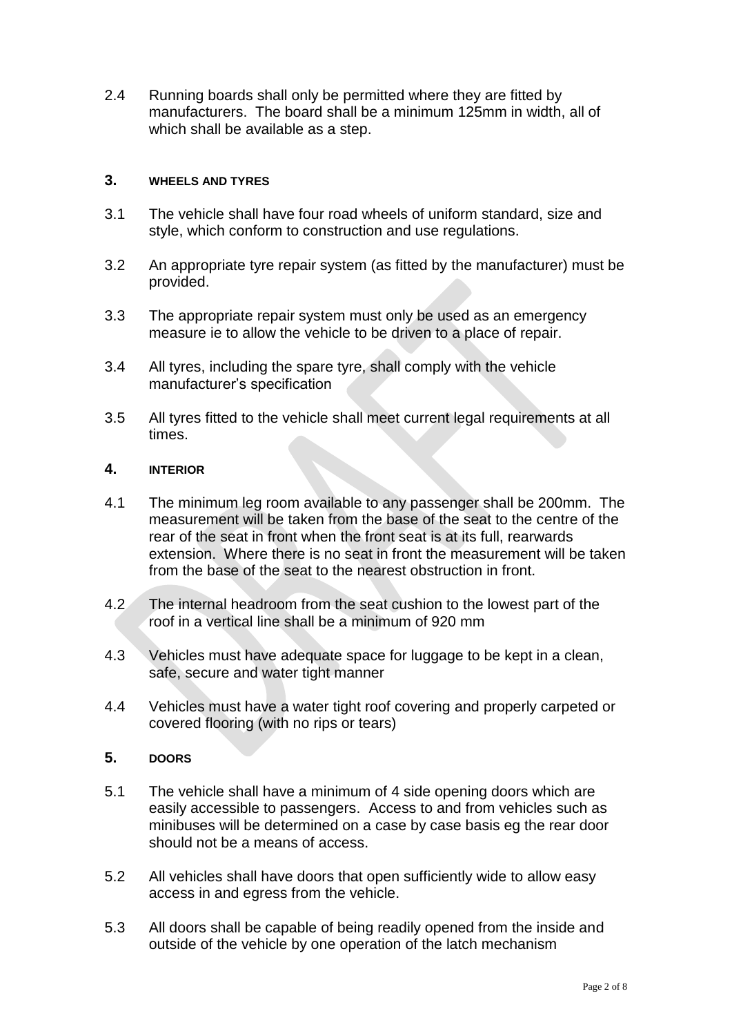2.4 Running boards shall only be permitted where they are fitted by manufacturers. The board shall be a minimum 125mm in width, all of which shall be available as a step.

## 3. WHEELS AND TYRES

3.1 The vehicle shall have four road wheels of uniform standard, size and style, which conform to construction and use regulations.

3.2 An appropriate tyre repair system (as fitted by the manufacturer) must be provided.

3.3 The appropriate repair system must only be used as an emergency measure ie to allow the vehicle to be driven to a place of repair.

3.4 All tyres, including the spare tyre, shall comply with the vehicle manufacturer's specification

3.5 All tyres fitted to the vehicle shall meet current legal requirements at all times.

## 4. INTERIOR

4.1 The minimum leg room available to any passenger shall be 200mm. The measurement will be taken from the base of the seat to the centre of the rear of the seat in front when the front seat is at its full, rearwards extension. Where there is no seat in front the measurement will be taken from the base of the seat to the nearest obstruction in front.

4.2 The internal headroom from the seat cushion to the lowest part of the roof in a vertical line shall be a minimum of 920 mm

4.3 Vehicles must have adequate space for luggage to be kept in a clean, safe, secure and water tight manner

4.4 Vehicles must have a water tight roof covering and properly carpeted or covered flooring (with no rips or tears)

## 5. DOORS

5.1 The vehicle shall have a minimum of 4 side opening doors which are easily accessible to passengers. Access to and from vehicles such as minibuses will be determined on a case by case basis eg the rear door should not be a means of access.

5.2 All vehicles shall have doors that open sufficiently wide to allow easy access in and egress from the vehicle.

5.3 All doors shall be capable of being readily opened from the inside and outside of the vehicle by one operation of the latch mechanism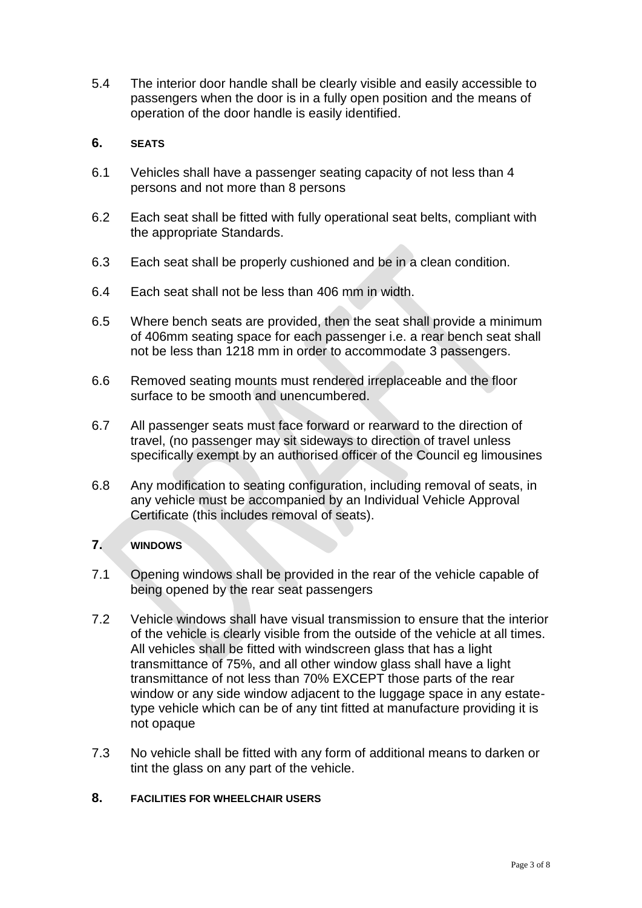5.4 The interior door handle shall be clearly visible and easily accessible to passengers when the door is in a fully open position and the means of operation of the door handle is easily identified.

## 6. SEATS

6.1 Vehicles shall have a passenger seating capacity of not less than 4 persons and not more than 8 persons

6.2 Each seat shall be fitted with fully operational seat belts, compliant with the appropriate Standards.

6.3 Each seat shall be properly cushioned and be in a clean condition.

6.4 Each seat shall not be less than 406 mm in width.

6.5 Where bench seats are provided, then the seat shall provide a minimum of 406mm seating space for each passenger i.e. a rear bench seat shall not be less than 1218 mm in order to accommodate 3 passengers.

6.6 Removed seating mounts must rendered irreplaceable and the floor surface to be smooth and unencumbered.

6.7 All passenger seats must face forward or rearward to the direction of travel, (no passenger may sit sideways to direction of travel unless specifically exempt by an authorised officer of the Council eg limousines

6.8 Any modification to seating configuration, including removal of seats, in any vehicle must be accompanied by an Individual Vehicle Approval Certificate (this includes removal of seats).

## 7. WINDOWS

7.1 Opening windows shall be provided in the rear of the vehicle capable of being opened by the rear seat passengers

7.2 Vehicle windows shall have visual transmission to ensure that the interior of the vehicle is clearly visible from the outside of the vehicle at all times. All vehicles shall be fitted with windscreen glass that has a light transmittance of 75%, and all other window glass shall have a light transmittance of not less than 70% EXCEPT those parts of the rear window or any side window adjacent to the luggage space in any estate-type vehicle which can be of any tint fitted at manufacture providing it is not opaque

7.3 No vehicle shall be fitted with any form of additional means to darken or tint the glass on any part of the vehicle.

## 8. FACILITIES FOR WHEELCHAIR USERS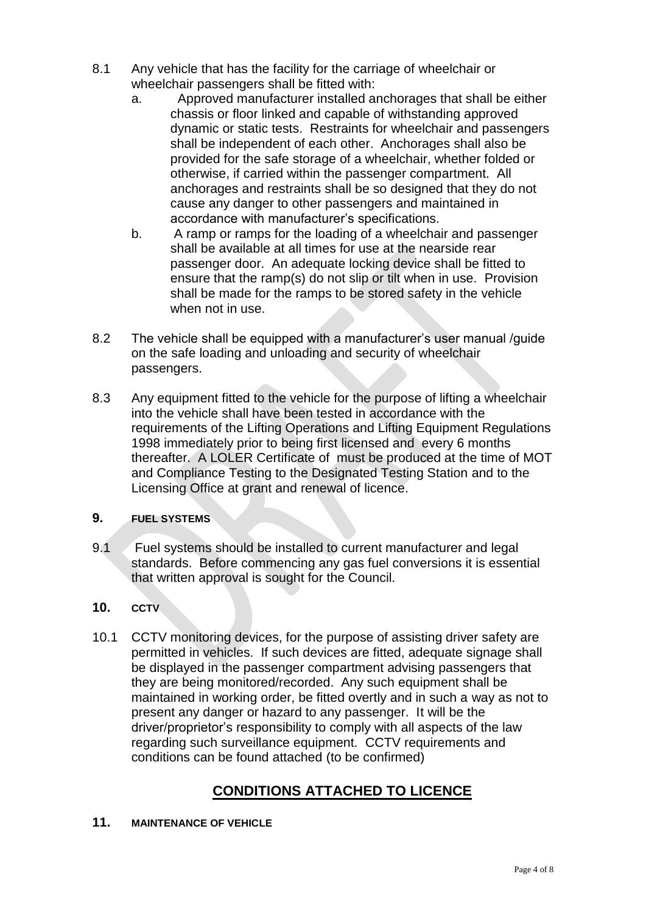8.1 Any vehicle that has the facility for the carriage of wheelchair or wheelchair passengers shall be fitted with:

   a. Approved manufacturer installed anchorages that shall be either chassis or floor linked and capable of withstanding approved dynamic or static tests. Restraints for wheelchair and passengers shall be independent of each other. Anchorages shall also be provided for the safe storage of a wheelchair, whether folded or otherwise, if carried within the passenger compartment. All anchorages and restraints shall be so designed that they do not cause any danger to other passengers and maintained in accordance with manufacturer's specifications.

   b. A ramp or ramps for the loading of a wheelchair and passenger shall be available at all times for use at the nearside rear passenger door. An adequate locking device shall be fitted to ensure that the ramp(s) do not slip or tilt when in use. Provision shall be made for the ramps to be stored safety in the vehicle when not in use.

8.2 The vehicle shall be equipped with a manufacturer's user manual /guide on the safe loading and unloading and security of wheelchair passengers.

8.3 Any equipment fitted to the vehicle for the purpose of lifting a wheelchair into the vehicle shall have been tested in accordance with the requirements of the Lifting Operations and Lifting Equipment Regulations 1998 immediately prior to being first licensed and every 6 months thereafter. A LOLER Certificate of must be produced at the time of MOT and Compliance Testing to the Designated Testing Station and to the Licensing Office at grant and renewal of licence.

## 9. FUEL SYSTEMS

9.1 Fuel systems should be installed to current manufacturer and legal standards. Before commencing any gas fuel conversions it is essential that written approval is sought for the Council.

## 10. CCTV

10.1 CCTV monitoring devices, for the purpose of assisting driver safety are permitted in vehicles. If such devices are fitted, adequate signage shall be displayed in the passenger compartment advising passengers that they are being monitored/recorded. Any such equipment shall be maintained in working order, be fitted overtly and in such a way as not to present any danger or hazard to any passenger. It will be the driver/proprietor's responsibility to comply with all aspects of the law regarding such surveillance equipment. CCTV requirements and conditions can be found attached (to be confirmed)

# CONDITIONS ATTACHED TO LICENCE

## 11. MAINTENANCE OF VEHICLE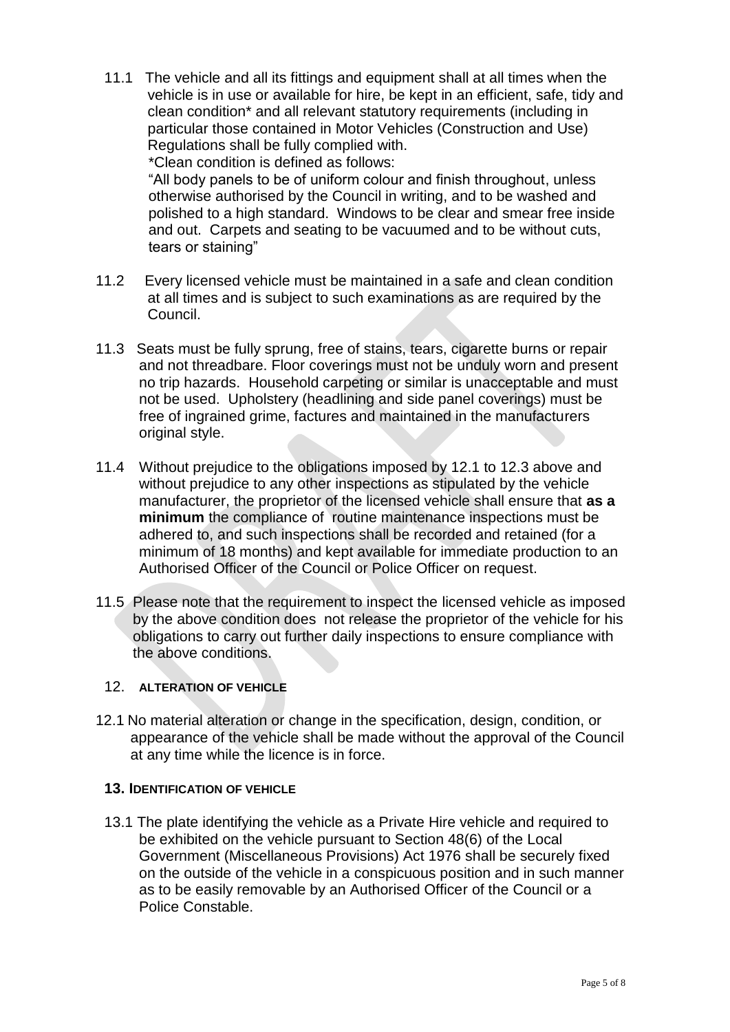11.1 The vehicle and all its fittings and equipment shall at all times when the vehicle is in use or available for hire, be kept in an efficient, safe, tidy and clean condition* and all relevant statutory requirements (including in particular those contained in Motor Vehicles (Construction and Use) Regulations shall be fully complied with.

*Clean condition is defined as follows:

"All body panels to be of uniform colour and finish throughout, unless otherwise authorised by the Council in writing, and to be washed and polished to a high standard. Windows to be clear and smear free inside and out. Carpets and seating to be vacuumed and to be without cuts, tears or staining"

11.2 Every licensed vehicle must be maintained in a safe and clean condition at all times and is subject to such examinations as are required by the Council.

11.3 Seats must be fully sprung, free of stains, tears, cigarette burns or repair and not threadbare. Floor coverings must not be unduly worn and present no trip hazards. Household carpeting or similar is unacceptable and must not be used. Upholstery (headlining and side panel coverings) must be free of ingrained grime, factures and maintained in the manufacturers original style.

11.4 Without prejudice to the obligations imposed by 12.1 to 12.3 above and without prejudice to any other inspections as stipulated by the vehicle manufacturer, the proprietor of the licensed vehicle shall ensure that **as a minimum** the compliance of routine maintenance inspections must be adhered to, and such inspections shall be recorded and retained (for a minimum of 18 months) and kept available for immediate production to an Authorised Officer of the Council or Police Officer on request.

11.5 Please note that the requirement to inspect the licensed vehicle as imposed by the above condition does not release the proprietor of the vehicle for his obligations to carry out further daily inspections to ensure compliance with the above conditions.

## 12. ALTERATION OF VEHICLE

12.1 No material alteration or change in the specification, design, condition, or appearance of the vehicle shall be made without the approval of the Council at any time while the licence is in force.

## 13. IDENTIFICATION OF VEHICLE

13.1 The plate identifying the vehicle as a Private Hire vehicle and required to be exhibited on the vehicle pursuant to Section 48(6) of the Local Government (Miscellaneous Provisions) Act 1976 shall be securely fixed on the outside of the vehicle in a conspicuous position and in such manner as to be easily removable by an Authorised Officer of the Council or a Police Constable.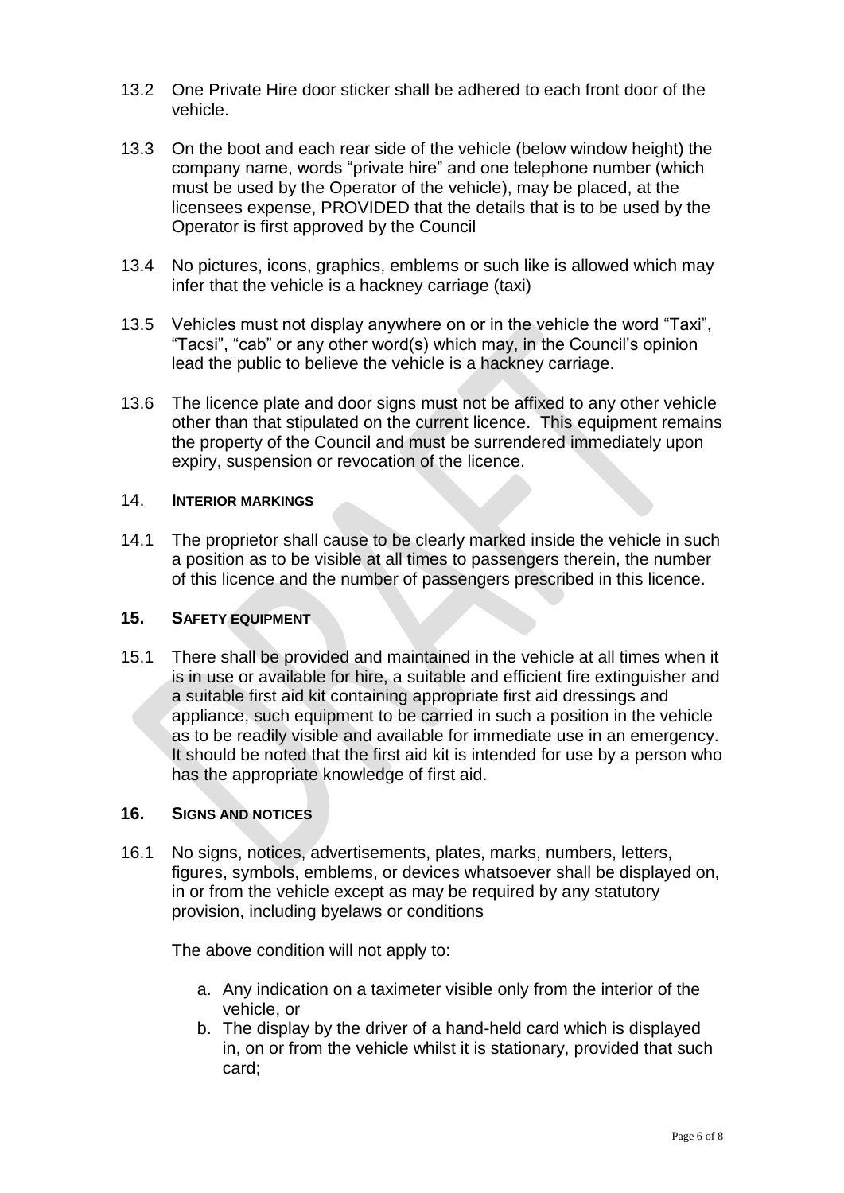13.2 One Private Hire door sticker shall be adhered to each front door of the vehicle.

13.3 On the boot and each rear side of the vehicle (below window height) the company name, words "private hire" and one telephone number (which must be used by the Operator of the vehicle), may be placed, at the licensees expense, PROVIDED that the details that is to be used by the Operator is first approved by the Council

13.4 No pictures, icons, graphics, emblems or such like is allowed which may infer that the vehicle is a hackney carriage (taxi)

13.5 Vehicles must not display anywhere on or in the vehicle the word "Taxi", "Tacsi", "cab" or any other word(s) which may, in the Council's opinion lead the public to believe the vehicle is a hackney carriage.

13.6 The licence plate and door signs must not be affixed to any other vehicle other than that stipulated on the current licence. This equipment remains the property of the Council and must be surrendered immediately upon expiry, suspension or revocation of the licence.

## 14. INTERIOR MARKINGS

14.1 The proprietor shall cause to be clearly marked inside the vehicle in such a position as to be visible at all times to passengers therein, the number of this licence and the number of passengers prescribed in this licence.

## 15. SAFETY EQUIPMENT

15.1 There shall be provided and maintained in the vehicle at all times when it is in use or available for hire, a suitable and efficient fire extinguisher and a suitable first aid kit containing appropriate first aid dressings and appliance, such equipment to be carried in such a position in the vehicle as to be readily visible and available for immediate use in an emergency. It should be noted that the first aid kit is intended for use by a person who has the appropriate knowledge of first aid.

## 16. SIGNS AND NOTICES

16.1 No signs, notices, advertisements, plates, marks, numbers, letters, figures, symbols, emblems, or devices whatsoever shall be displayed on, in or from the vehicle except as may be required by any statutory provision, including byelaws or conditions

The above condition will not apply to:

a. Any indication on a taximeter visible only from the interior of the vehicle, or
b. The display by the driver of a hand-held card which is displayed in, on or from the vehicle whilst it is stationary, provided that such card;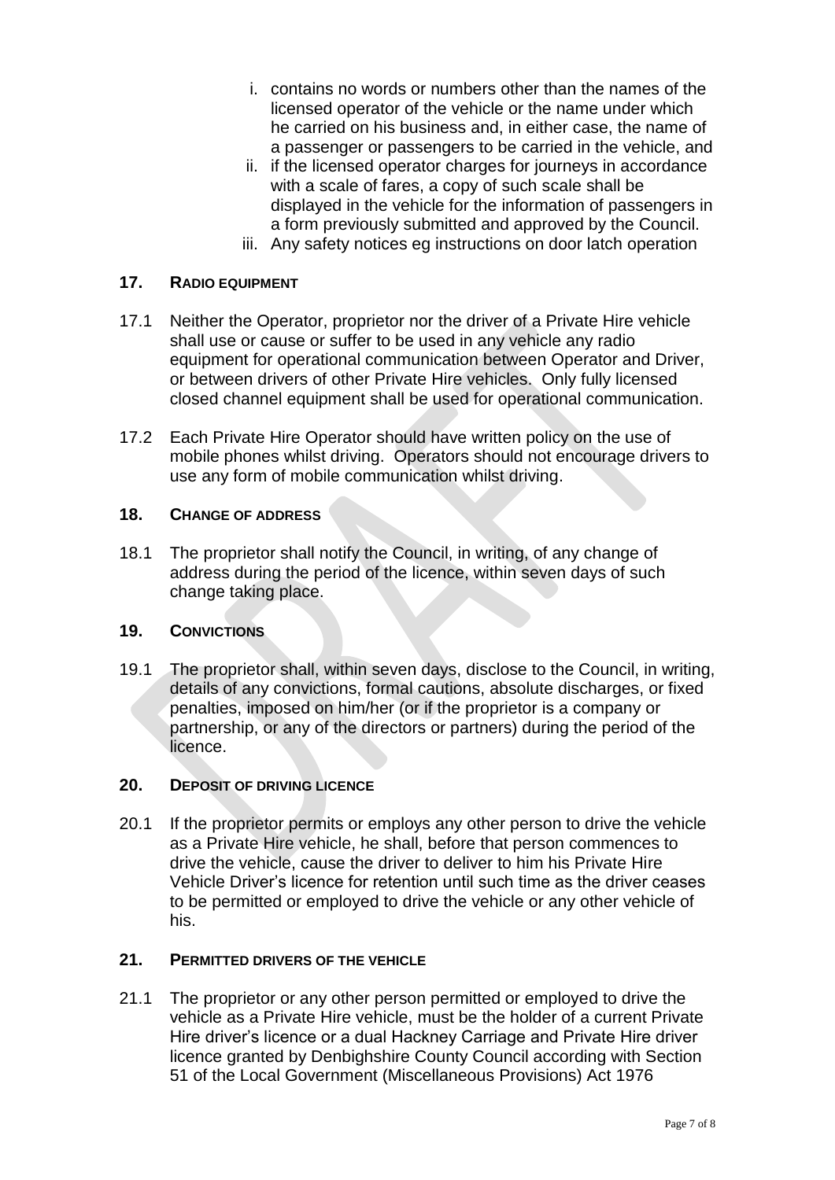i. contains no words or numbers other than the names of the licensed operator of the vehicle or the name under which he carried on his business and, in either case, the name of a passenger or passengers to be carried in the vehicle, and
ii. if the licensed operator charges for journeys in accordance with a scale of fares, a copy of such scale shall be displayed in the vehicle for the information of passengers in a form previously submitted and approved by the Council.
iii. Any safety notices eg instructions on door latch operation

## 17. RADIO EQUIPMENT

17.1 Neither the Operator, proprietor nor the driver of a Private Hire vehicle shall use or cause or suffer to be used in any vehicle any radio equipment for operational communication between Operator and Driver, or between drivers of other Private Hire vehicles. Only fully licensed closed channel equipment shall be used for operational communication.

17.2 Each Private Hire Operator should have written policy on the use of mobile phones whilst driving. Operators should not encourage drivers to use any form of mobile communication whilst driving.

## 18. CHANGE OF ADDRESS

18.1 The proprietor shall notify the Council, in writing, of any change of address during the period of the licence, within seven days of such change taking place.

## 19. CONVICTIONS

19.1 The proprietor shall, within seven days, disclose to the Council, in writing, details of any convictions, formal cautions, absolute discharges, or fixed penalties, imposed on him/her (or if the proprietor is a company or partnership, or any of the directors or partners) during the period of the licence.

## 20. DEPOSIT OF DRIVING LICENCE

20.1 If the proprietor permits or employs any other person to drive the vehicle as a Private Hire vehicle, he shall, before that person commences to drive the vehicle, cause the driver to deliver to him his Private Hire Vehicle Driver's licence for retention until such time as the driver ceases to be permitted or employed to drive the vehicle or any other vehicle of his.

## 21. PERMITTED DRIVERS OF THE VEHICLE

21.1 The proprietor or any other person permitted or employed to drive the vehicle as a Private Hire vehicle, must be the holder of a current Private Hire driver's licence or a dual Hackney Carriage and Private Hire driver licence granted by Denbighshire County Council according with Section 51 of the Local Government (Miscellaneous Provisions) Act 1976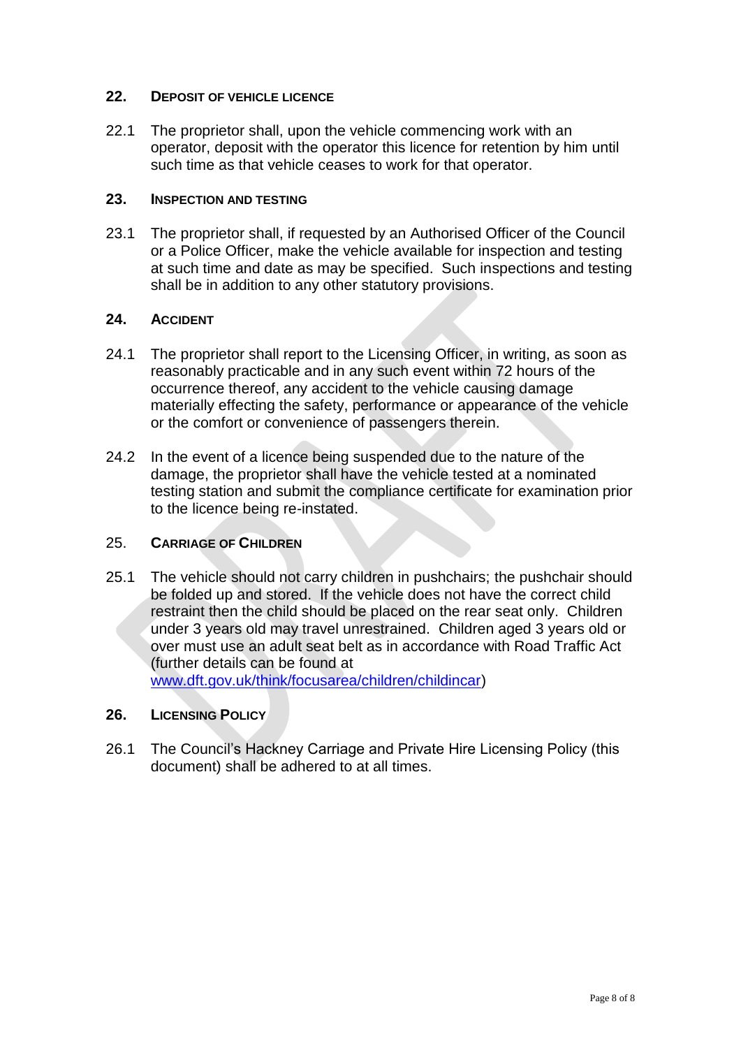## 22. Deposit of Vehicle Licence

22.1 The proprietor shall, upon the vehicle commencing work with an operator, deposit with the operator this licence for retention by him until such time as that vehicle ceases to work for that operator.

## 23. Inspection and Testing

23.1 The proprietor shall, if requested by an Authorised Officer of the Council or a Police Officer, make the vehicle available for inspection and testing at such time and date as may be specified. Such inspections and testing shall be in addition to any other statutory provisions.

## 24. Accident

24.1 The proprietor shall report to the Licensing Officer, in writing, as soon as reasonably practicable and in any such event within 72 hours of the occurrence thereof, any accident to the vehicle causing damage materially effecting the safety, performance or appearance of the vehicle or the comfort or convenience of passengers therein.

24.2 In the event of a licence being suspended due to the nature of the damage, the proprietor shall have the vehicle tested at a nominated testing station and submit the compliance certificate for examination prior to the licence being re-instated.

## 25. Carriage of Children

25.1 The vehicle should not carry children in pushchairs; the pushchair should be folded up and stored. If the vehicle does not have the correct child restraint then the child should be placed on the rear seat only. Children under 3 years old may travel unrestrained. Children aged 3 years old or over must use an adult seat belt as in accordance with Road Traffic Act (further details can be found at www.dft.gov.uk/think/focusarea/children/childincar)

## 26. Licensing Policy

26.1 The Council's Hackney Carriage and Private Hire Licensing Policy (this document) shall be adhered to at all times.